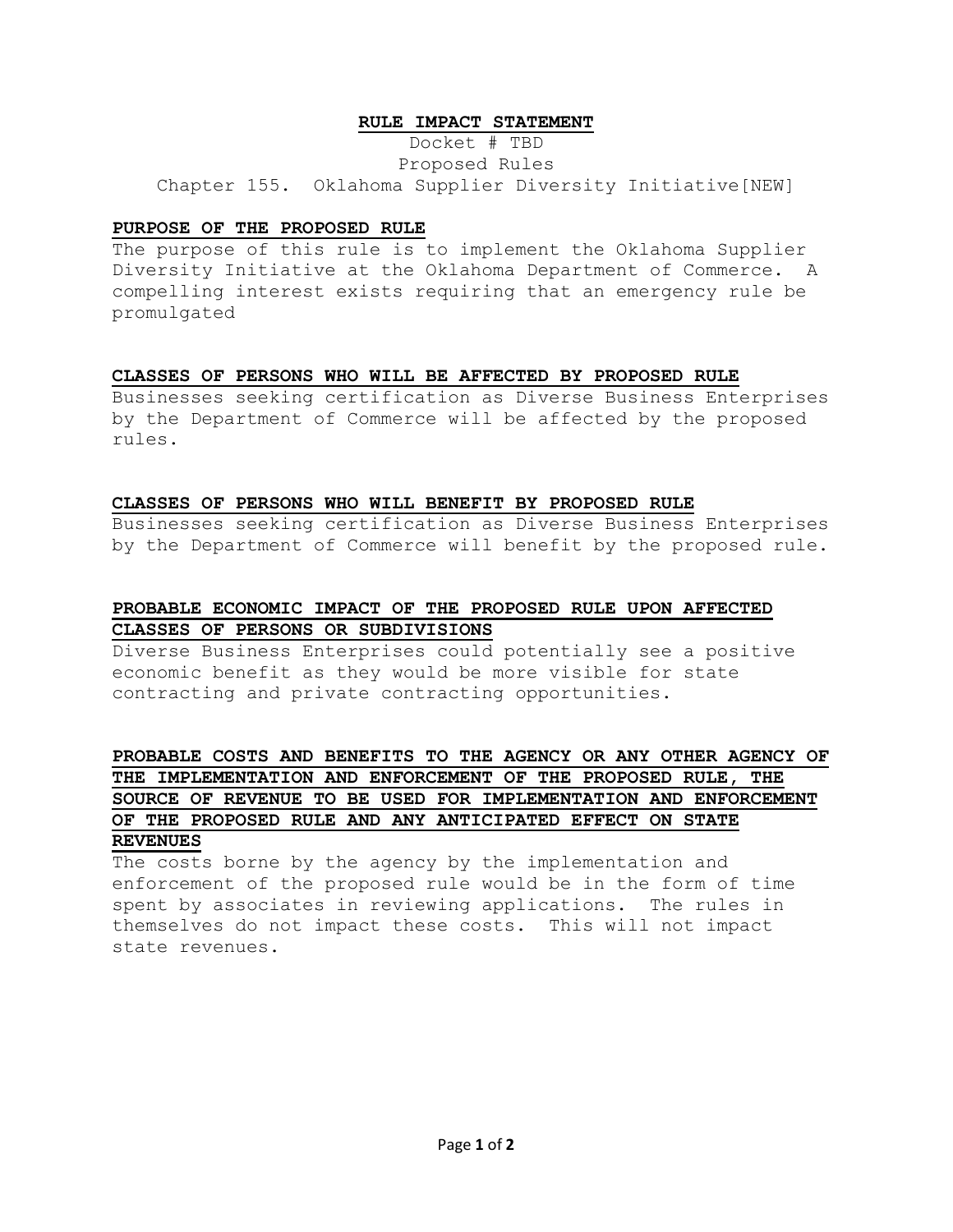# RULE IMPACT STATEMENT

Docket # TBD

Proposed Rules

Chapter 155. Oklahoma Supplier Diversity Initiative[NEW]

## PURPOSE OF THE PROPOSED RULE

The purpose of this rule is to implement the Oklahoma Supplier Diversity Initiative at the Oklahoma Department of Commerce. A compelling interest exists requiring that an emergency rule be promulgated

## CLASSES OF PERSONS WHO WILL BE AFFECTED BY PROPOSED RULE

Businesses seeking certification as Diverse Business Enterprises by the Department of Commerce will be affected by the proposed rules.

## CLASSES OF PERSONS WHO WILL BENEFIT BY PROPOSED RULE

Businesses seeking certification as Diverse Business Enterprises by the Department of Commerce will benefit by the proposed rule.

## PROBABLE ECONOMIC IMPACT OF THE PROPOSED RULE UPON AFFECTED CLASSES OF PERSONS OR SUBDIVISIONS

Diverse Business Enterprises could potentially see a positive economic benefit as they would be more visible for state contracting and private contracting opportunities.

## PROBABLE COSTS AND BENEFITS TO THE AGENCY OR ANY OTHER AGENCY OF THE IMPLEMENTATION AND ENFORCEMENT OF THE PROPOSED RULE, THE SOURCE OF REVENUE TO BE USED FOR IMPLEMENTATION AND ENFORCEMENT OF THE PROPOSED RULE AND ANY ANTICIPATED EFFECT ON STATE REVENUES

The costs borne by the agency by the implementation and enforcement of the proposed rule would be in the form of time spent by associates in reviewing applications. The rules in themselves do not impact these costs. This will not impact state revenues.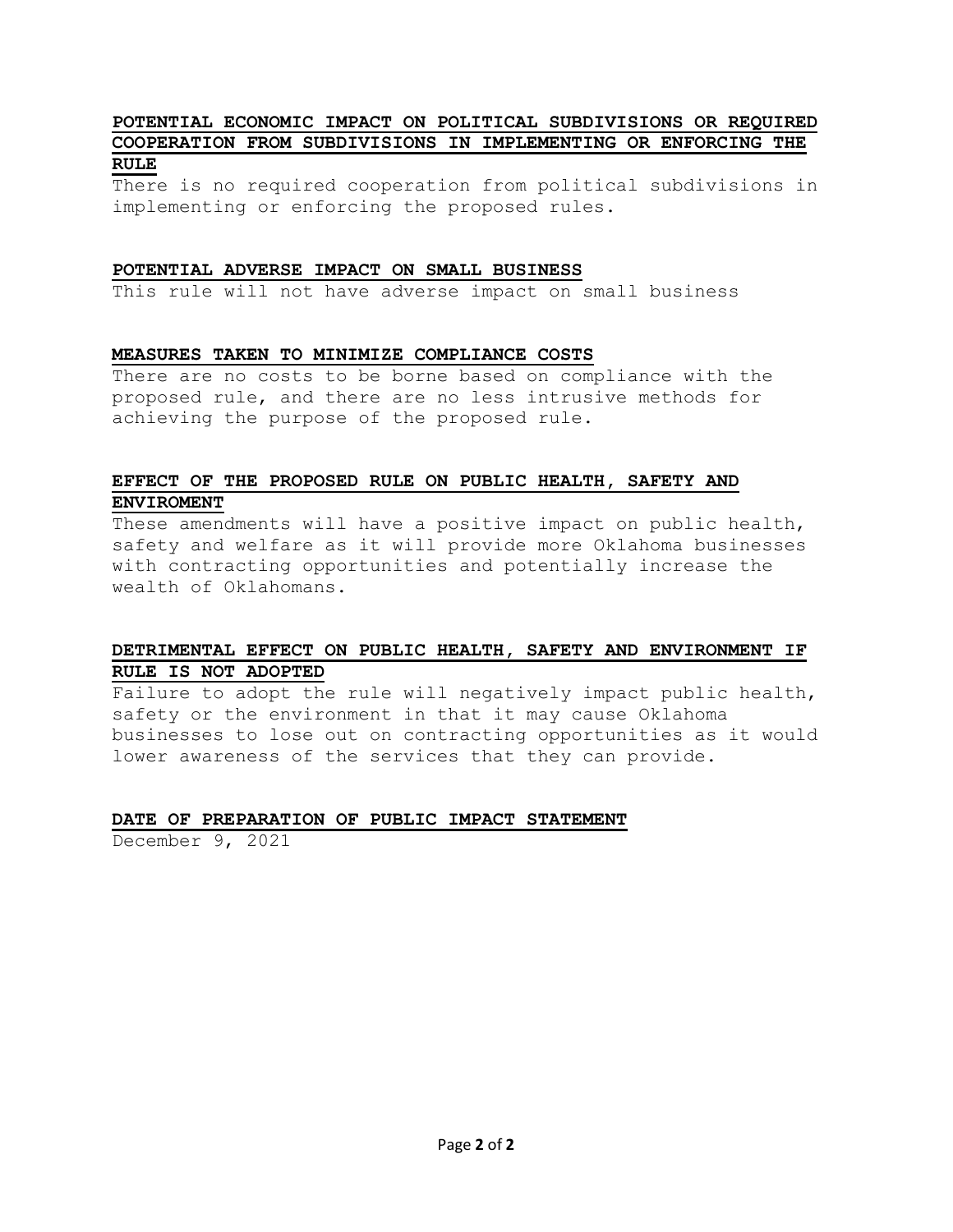**POTENTIAL ECONOMIC IMPACT ON POLITICAL SUBDIVISIONS OR REQUIRED COOPERATION FROM SUBDIVISIONS IN IMPLEMENTING OR ENFORCING THE RULE**

There is no required cooperation from political subdivisions in implementing or enforcing the proposed rules.

**POTENTIAL ADVERSE IMPACT ON SMALL BUSINESS**

This rule will not have adverse impact on small business

**MEASURES TAKEN TO MINIMIZE COMPLIANCE COSTS**

There are no costs to be borne based on compliance with the proposed rule, and there are no less intrusive methods for achieving the purpose of the proposed rule.

**EFFECT OF THE PROPOSED RULE ON PUBLIC HEALTH, SAFETY AND ENVIROMENT**

These amendments will have a positive impact on public health, safety and welfare as it will provide more Oklahoma businesses with contracting opportunities and potentially increase the wealth of Oklahomans.

**DETRIMENTAL EFFECT ON PUBLIC HEALTH, SAFETY AND ENVIRONMENT IF RULE IS NOT ADOPTED**

Failure to adopt the rule will negatively impact public health, safety or the environment in that it may cause Oklahoma businesses to lose out on contracting opportunities as it would lower awareness of the services that they can provide.

**DATE OF PREPARATION OF PUBLIC IMPACT STATEMENT**

December 9, 2021